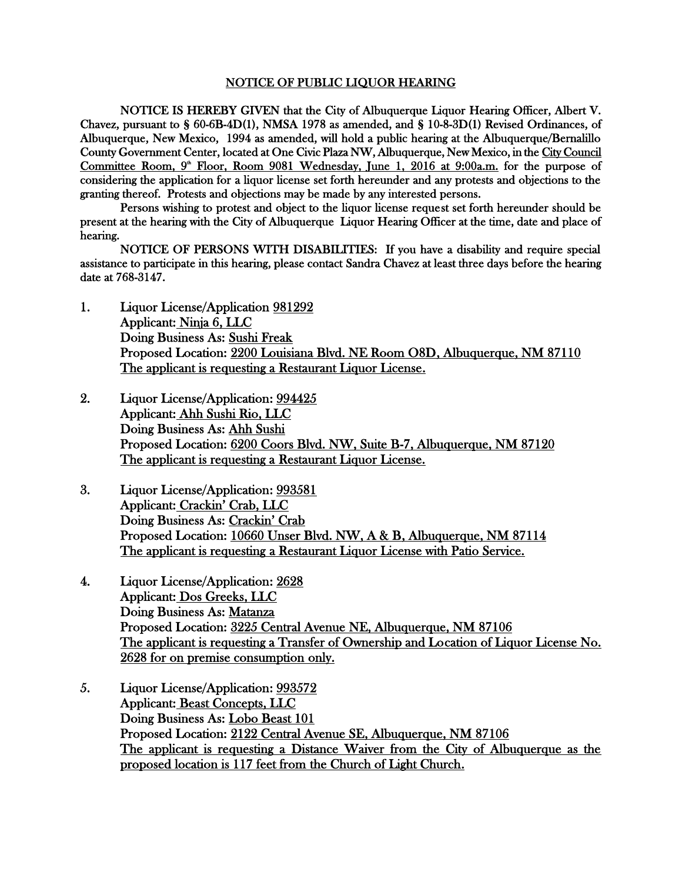## NOTICE OF PUBLIC LIQUOR HEARING

NOTICE IS HEREBY GIVEN that the City of Albuquerque Liquor Hearing Officer, Albert V. Chavez, pursuant to § 60-6B-4D(1), NMSA 1978 as amended, and § 10-8-3D(1) Revised Ordinances, of Albuquerque, New Mexico, 1994 as amended, will hold a public hearing at the Albuquerque/Bernalillo County Government Center, located at One Civic Plaza NW, Albuquerque, New Mexico, in the City Council Committee Room, 9th Floor, Room 9081 Wednesday, June 1, 2016 at 9:00a.m. for the purpose of considering the application for a liquor license set forth hereunder and any protests and objections to the granting thereof. Protests and objections may be made by any interested persons.

Persons wishing to protest and object to the liquor license request set forth hereunder should be present at the hearing with the City of Albuquerque Liquor Hearing Officer at the time, date and place of hearing.

NOTICE OF PERSONS WITH DISABILITIES: If you have a disability and require special assistance to participate in this hearing, please contact Sandra Chavez at least three days before the hearing date at 768-3147.

1. Liquor License/Application 981292
   Applicant: Ninja 6, LLC
   Doing Business As: Sushi Freak
   Proposed Location: 2200 Louisiana Blvd. NE Room O8D, Albuquerque, NM 87110
   The applicant is requesting a Restaurant Liquor License.

2. Liquor License/Application: 994425
   Applicant: Ahh Sushi Rio, LLC
   Doing Business As: Ahh Sushi
   Proposed Location: 6200 Coors Blvd. NW, Suite B-7, Albuquerque, NM 87120
   The applicant is requesting a Restaurant Liquor License.

3. Liquor License/Application: 993581
   Applicant: Crackin' Crab, LLC
   Doing Business As: Crackin' Crab
   Proposed Location: 10660 Unser Blvd. NW, A & B, Albuquerque, NM 87114
   The applicant is requesting a Restaurant Liquor License with Patio Service.

4. Liquor License/Application: 2628
   Applicant: Dos Greeks, LLC
   Doing Business As: Matanza
   Proposed Location: 3225 Central Avenue NE, Albuquerque, NM 87106
   The applicant is requesting a Transfer of Ownership and Location of Liquor License No. 2628 for on premise consumption only.

5. Liquor License/Application: 993572
   Applicant: Beast Concepts, LLC
   Doing Business As: Lobo Beast 101
   Proposed Location: 2122 Central Avenue SE, Albuquerque, NM 87106
   The applicant is requesting a Distance Waiver from the City of Albuquerque as the proposed location is 117 feet from the Church of Light Church.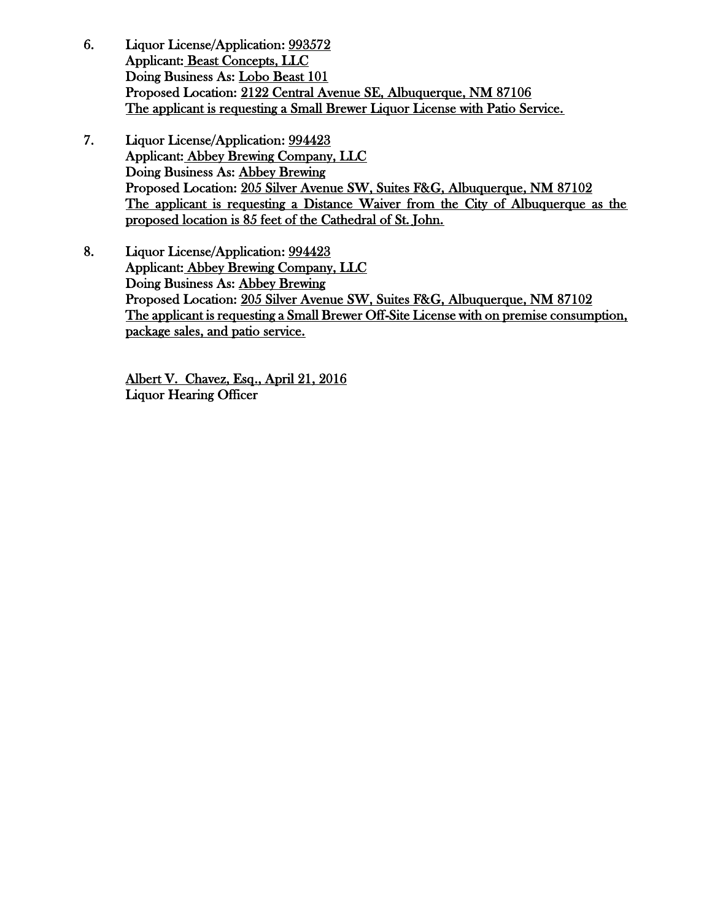6. Liquor License/Application: 993572
   Applicant: Beast Concepts, LLC
   Doing Business As: Lobo Beast 101
   Proposed Location: 2122 Central Avenue SE, Albuquerque, NM 87106
   The applicant is requesting a Small Brewer Liquor License with Patio Service.

7. Liquor License/Application: 994423
   Applicant: Abbey Brewing Company, LLC
   Doing Business As: Abbey Brewing
   Proposed Location: 205 Silver Avenue SW, Suites F&G, Albuquerque, NM 87102
   The applicant is requesting a Distance Waiver from the City of Albuquerque as the proposed location is 85 feet of the Cathedral of St. John.

8. Liquor License/Application: 994423
   Applicant: Abbey Brewing Company, LLC
   Doing Business As: Abbey Brewing
   Proposed Location: 205 Silver Avenue SW, Suites F&G, Albuquerque, NM 87102
   The applicant is requesting a Small Brewer Off-Site License with on premise consumption, package sales, and patio service.

Albert V. Chavez, Esq., April 21, 2016
Liquor Hearing Officer